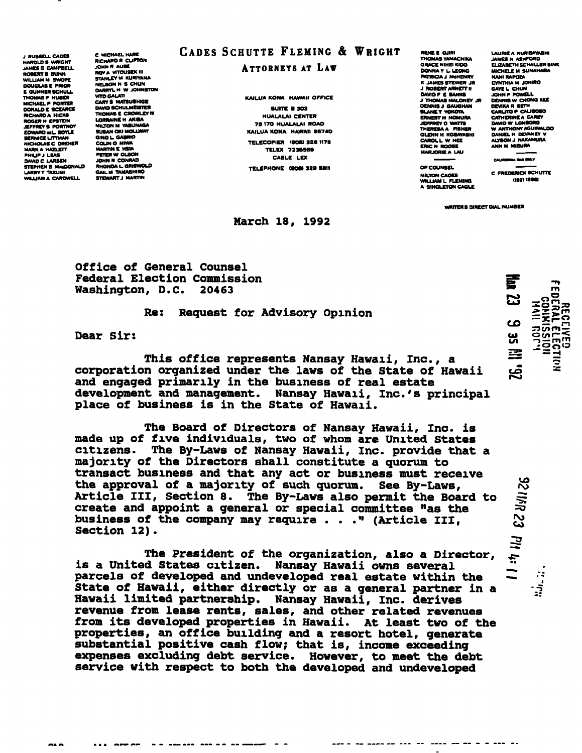J RUSSELL CADES
HAROLD S WRIGHT
JAMES S CAMPBELL
ROBERT B BUNN
WILLIAM M SWOPE
DOUGLAS E PRIOR
E GUNNER SCHULL
THOMAS F HUBER
MICHAEL P PORTER
DONALD E SCEARCE
RICHARD A HICKS
ROGER H EPSTEIN
JEFFREY S PORTNOY
EDWARD deL. BOYLE
BERNICE LITTMAN
NICHOLAS C DREHER
MARK A HAZLETT
PHILIP J LEAS
DAVID C LARSEN
STEPHEN B MacDONALD
LARRY T TAKUMI
WILLIAM A CARDWELL

C MICHAEL HARE
RICHARD R CLIFTON
JOHN R AUBE
ROY A VITOUSEK III
STANLEY M KURIYAMA
NELSON N S CHUN
DARRYL H W JOHNSTON
VITO GALATI
CARY S MATSUSHIGE
DAVID SCHULMEISTER
THOMAS E CROWLEY III
LORRAINE H AKIBA
MILTON M YASUNAGA
SUSAN OKI MOLLWAY
GINO L GABRIO
COLIN O MIWA
MARTIN E HSIA
PETER W OLSON
JOHN R CONRAD
RHONDA L GRISWOLD
GAIL M TAMASHIRO
STEWART J MARTIN

# CADES SCHUTTE FLEMING & WRIGHT

ATTORNEYS AT LAW

KAILUA KONA HAWAII OFFICE
SUITE B 303
HUALALAI CENTER
75 170 HUALALAI ROAD
KAILUA KONA HAWAII 96740
TELECOPIER (808) 326 1175
TELEX 7238569
CABLE LEX
TELEPHONE (808) 329 5811

RENE E OJIRI
THOMAS YAMACHIKA
GRACE NIHEI KIDO
DONNA Y L LEONG
PATRICIA J McHENRY
K JAMES STEINER JR
J ROBERT ARNETT II
DAVID F E BANKS
J THOMAS MALONEY JR
DENNIS J GAUGHAN
BLANE T YOKOTA
ERNEST H NOMURA
JEFFREY D WATTS
THERESA A FISHER
GLENN H KOBAYASHI
CAROL L W HEE
ERIC N ROOSE
MARJORIE A LAU

OF COUNSEL
MILTON CADES
WILLIAM L FLEMING
A SINGLETON CAGLE

LAURIE A KURISAWASHI
JAMES H ASHFORD
ELIZABETH SCHALLER SINK
MICHELE M SUNAHARA
NANI RAPOZA
CYNTHIA M JOHIRO
GAYE L CHUN
JOHN P POWELL
DENNIS W CHONG KEE
DEVIKA R SETH
CARLITO P CALIBOSO
CATHERINE A CAREY
DAVID W LONBORG
W ANTHONY AGUINALDO
DANIEL H DEVANEY V
ALYSON J NAKAMURA
ANN M MISURA

CALIFORNIA BAR ONLY

C FREDERICK SCHUTTE
(1921 1986)

WRITER'S DIRECT DIAL NUMBER

March 18, 1992

RECEIVED
FEDERAL ELECTION
COMMISSION
MAIL ROOM
MAR 23 9 35 AM '92

92 MAR 23 PM 4:11

Office of General Counsel
Federal Election Commission
Washington, D.C. 20463

Re: Request for Advisory Opinion

Dear Sir:

This office represents Nansay Hawaii, Inc., a corporation organized under the laws of the State of Hawaii and engaged primarily in the business of real estate development and management. Nansay Hawaii, Inc.'s principal place of business is in the State of Hawaii.

The Board of Directors of Nansay Hawaii, Inc. is made up of five individuals, two of whom are United States citizens. The By-Laws of Nansay Hawaii, Inc. provide that a majority of the Directors shall constitute a quorum to transact business and that any act or business must receive the approval of a majority of such quorum. See By-Laws, Article III, Section 8. The By-Laws also permit the Board to create and appoint a general or special committee "as the business of the company may require . . ." (Article III, Section 12).

The President of the organization, also a Director, is a United States citizen. Nansay Hawaii owns several parcels of developed and undeveloped real estate within the State of Hawaii, either directly or as a general partner in a Hawaii limited partnership. Nansay Hawaii, Inc. derives revenue from lease rents, sales, and other related revenues from its developed properties in Hawaii. At least two of the properties, an office building and a resort hotel, generate substantial positive cash flow; that is, income exceeding expenses excluding debt service. However, to meet the debt service with respect to both the developed and undeveloped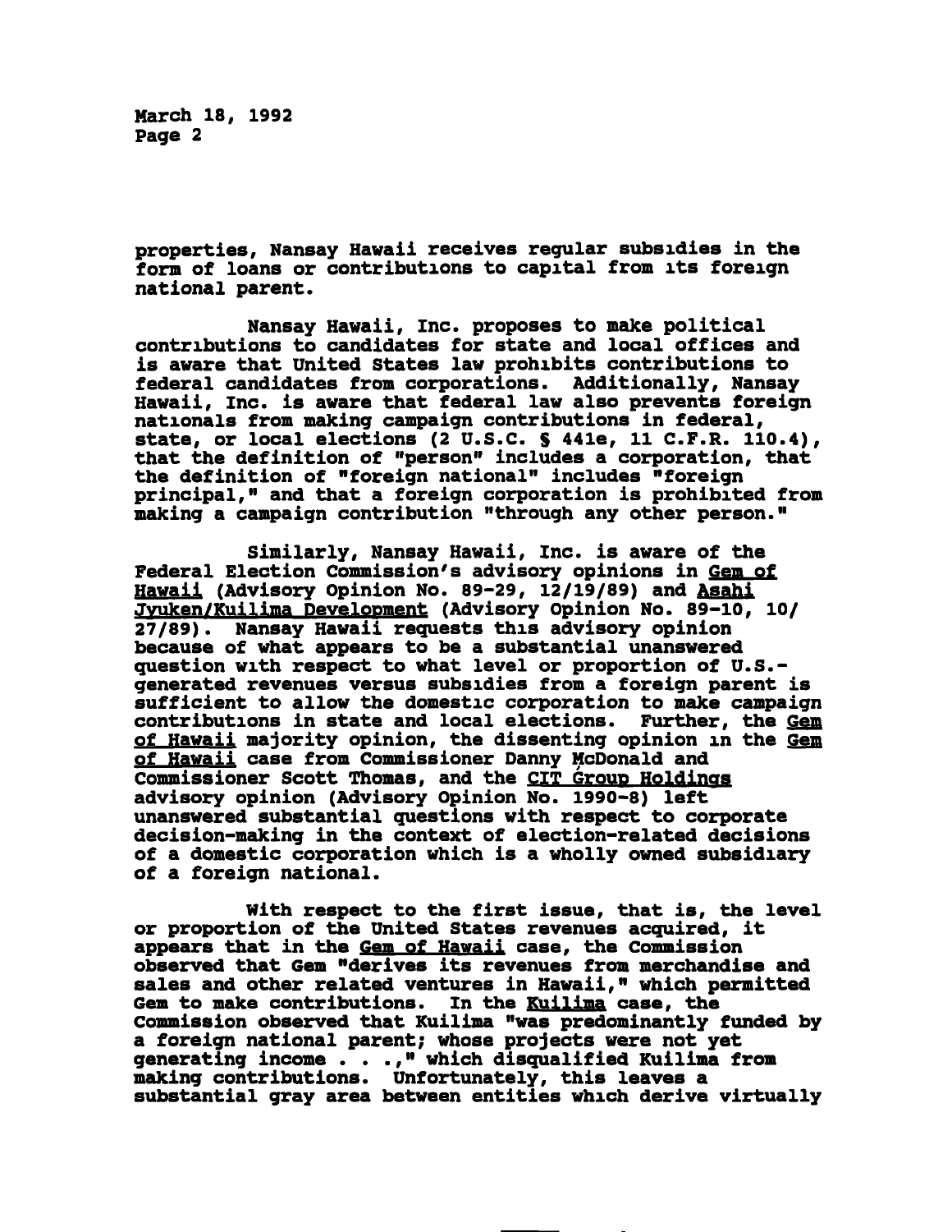properties, Nansay Hawaii receives regular subsidies in the form of loans or contributions to capital from its foreign national parent.

Nansay Hawaii, Inc. proposes to make political contributions to candidates for state and local offices and is aware that United States law prohibits contributions to federal candidates from corporations. Additionally, Nansay Hawaii, Inc. is aware that federal law also prevents foreign nationals from making campaign contributions in federal, state, or local elections (2 U.S.C. § 441e, 11 C.F.R. 110.4), that the definition of "person" includes a corporation, that the definition of "foreign national" includes "foreign principal," and that a foreign corporation is prohibited from making a campaign contribution "through any other person."

Similarly, Nansay Hawaii, Inc. is aware of the Federal Election Commission's advisory opinions in Gem of Hawaii (Advisory Opinion No. 89-29, 12/19/89) and Asahi Jyuken/Kuilima Development (Advisory Opinion No. 89-10, 10/27/89). Nansay Hawaii requests this advisory opinion because of what appears to be a substantial unanswered question with respect to what level or proportion of U.S.-generated revenues versus subsidies from a foreign parent is sufficient to allow the domestic corporation to make campaign contributions in state and local elections. Further, the Gem of Hawaii majority opinion, the dissenting opinion in the Gem of Hawaii case from Commissioner Danny McDonald and Commissioner Scott Thomas, and the CIT Group Holdings advisory opinion (Advisory Opinion No. 1990-8) left unanswered substantial questions with respect to corporate decision-making in the context of election-related decisions of a domestic corporation which is a wholly owned subsidiary of a foreign national.

With respect to the first issue, that is, the level or proportion of the United States revenues acquired, it appears that in the Gem of Hawaii case, the Commission observed that Gem "derives its revenues from merchandise and sales and other related ventures in Hawaii," which permitted Gem to make contributions. In the Kuilima case, the Commission observed that Kuilima "was predominantly funded by a foreign national parent; whose projects were not yet generating income . . .," which disqualified Kuilima from making contributions. Unfortunately, this leaves a substantial gray area between entities which derive virtually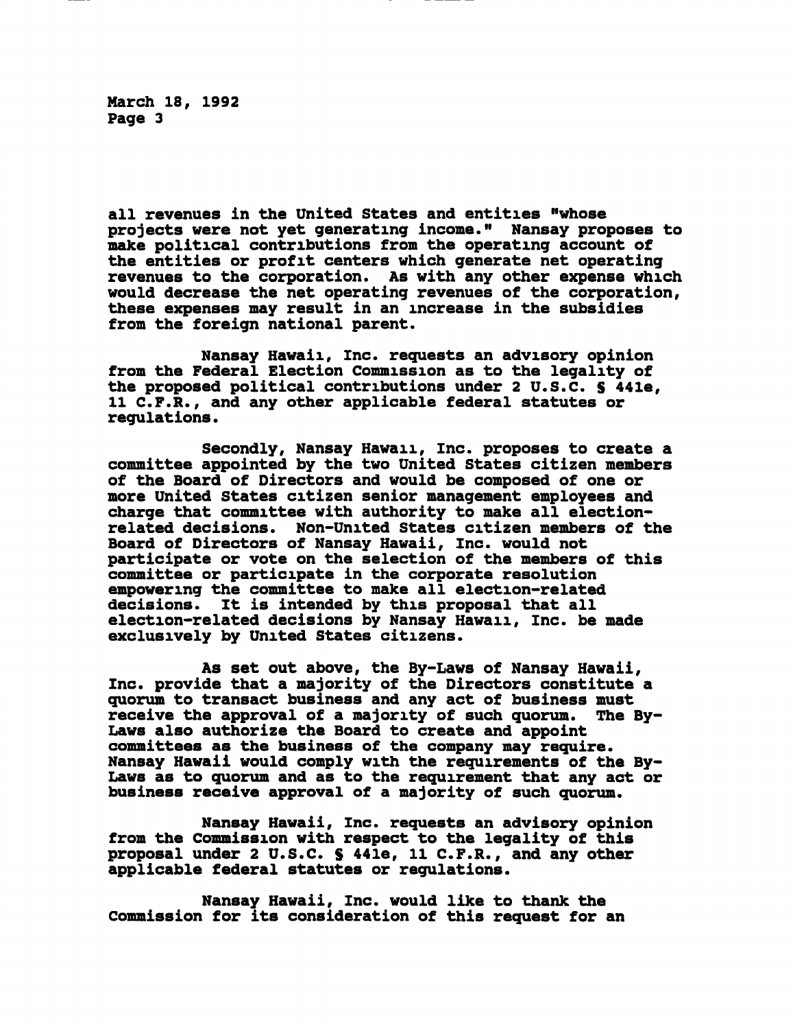all revenues in the United States and entities "whose projects were not yet generating income." Nansay proposes to make political contributions from the operating account of the entities or profit centers which generate net operating revenues to the corporation. As with any other expense which would decrease the net operating revenues of the corporation, these expenses may result in an increase in the subsidies from the foreign national parent.

Nansay Hawaii, Inc. requests an advisory opinion from the Federal Election Commission as to the legality of the proposed political contributions under 2 U.S.C. § 441e, 11 C.F.R., and any other applicable federal statutes or regulations.

Secondly, Nansay Hawaii, Inc. proposes to create a committee appointed by the two United States citizen members of the Board of Directors and would be composed of one or more United States citizen senior management employees and charge that committee with authority to make all election-related decisions. Non-United States citizen members of the Board of Directors of Nansay Hawaii, Inc. would not participate or vote on the selection of the members of this committee or participate in the corporate resolution empowering the committee to make all election-related decisions. It is intended by this proposal that all election-related decisions by Nansay Hawaii, Inc. be made exclusively by United States citizens.

As set out above, the By-Laws of Nansay Hawaii, Inc. provide that a majority of the Directors constitute a quorum to transact business and any act of business must receive the approval of a majority of such quorum. The By-Laws also authorize the Board to create and appoint committees as the business of the company may require. Nansay Hawaii would comply with the requirements of the By-Laws as to quorum and as to the requirement that any act or business receive approval of a majority of such quorum.

Nansay Hawaii, Inc. requests an advisory opinion from the Commission with respect to the legality of this proposal under 2 U.S.C. § 441e, 11 C.F.R., and any other applicable federal statutes or regulations.

Nansay Hawaii, Inc. would like to thank the Commission for its consideration of this request for an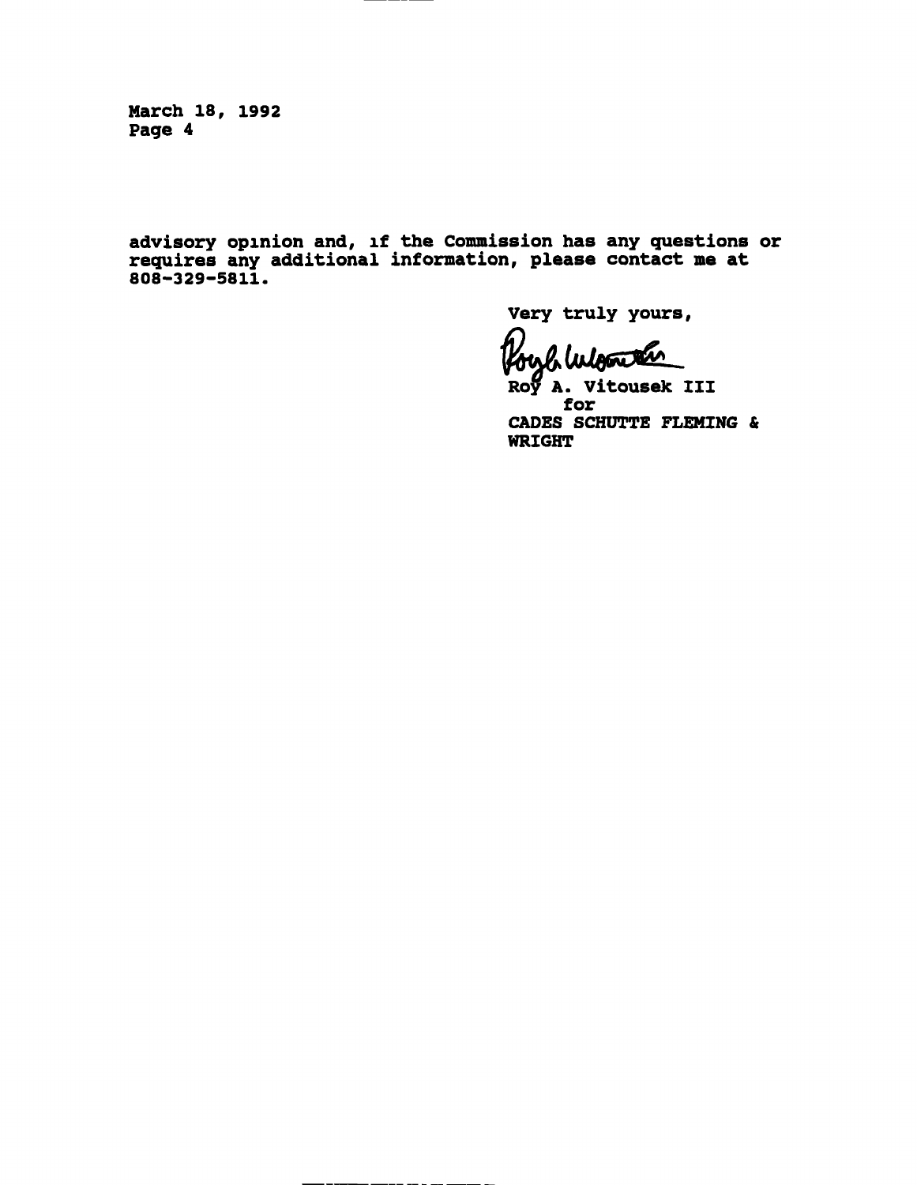advisory opinion and, if the Commission has any questions or requires any additional information, please contact me at 808-329-5811.

Very truly yours,

Roy A. Vitousek III
for
CADES SCHUTTE FLEMING & WRIGHT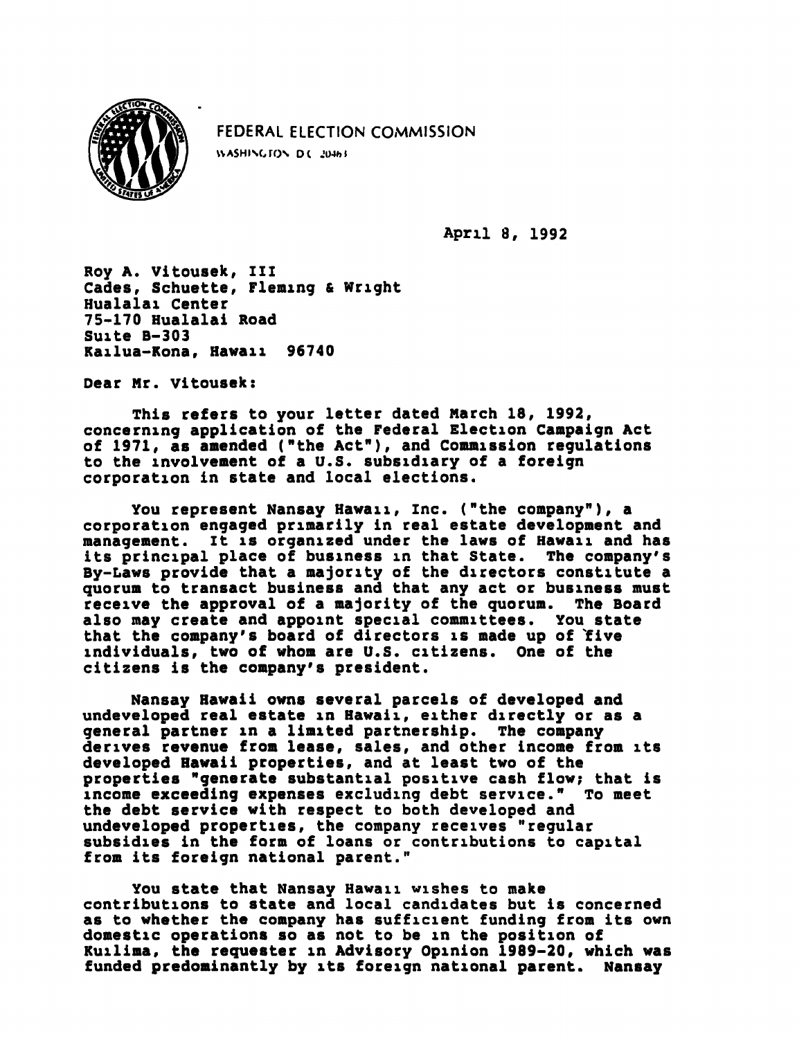FEDERAL ELECTION COMMISSION
WASHINGTON DC 20463

April 8, 1992

Roy A. Vitousek, III
Cades, Schuette, Fleming & Wright
Hualalai Center
75-170 Hualalai Road
Suite B-303
Kailua-Kona, Hawaii 96740

Dear Mr. Vitousek:

This refers to your letter dated March 18, 1992, concerning application of the Federal Election Campaign Act of 1971, as amended ("the Act"), and Commission regulations to the involvement of a U.S. subsidiary of a foreign corporation in state and local elections.

You represent Nansay Hawaii, Inc. ("the company"), a corporation engaged primarily in real estate development and management. It is organized under the laws of Hawaii and has its principal place of business in that State. The company's By-Laws provide that a majority of the directors constitute a quorum to transact business and that any act or business must receive the approval of a majority of the quorum. The Board also may create and appoint special committees. You state that the company's board of directors is made up of five individuals, two of whom are U.S. citizens. One of the citizens is the company's president.

Nansay Hawaii owns several parcels of developed and undeveloped real estate in Hawaii, either directly or as a general partner in a limited partnership. The company derives revenue from lease, sales, and other income from its developed Hawaii properties, and at least two of the properties "generate substantial positive cash flow; that is income exceeding expenses excluding debt service." To meet the debt service with respect to both developed and undeveloped properties, the company receives "regular subsidies in the form of loans or contributions to capital from its foreign national parent."

You state that Nansay Hawaii wishes to make contributions to state and local candidates but is concerned as to whether the company has sufficient funding from its own domestic operations so as not to be in the position of Kuilima, the requester in Advisory Opinion 1989-20, which was funded predominantly by its foreign national parent. Nansay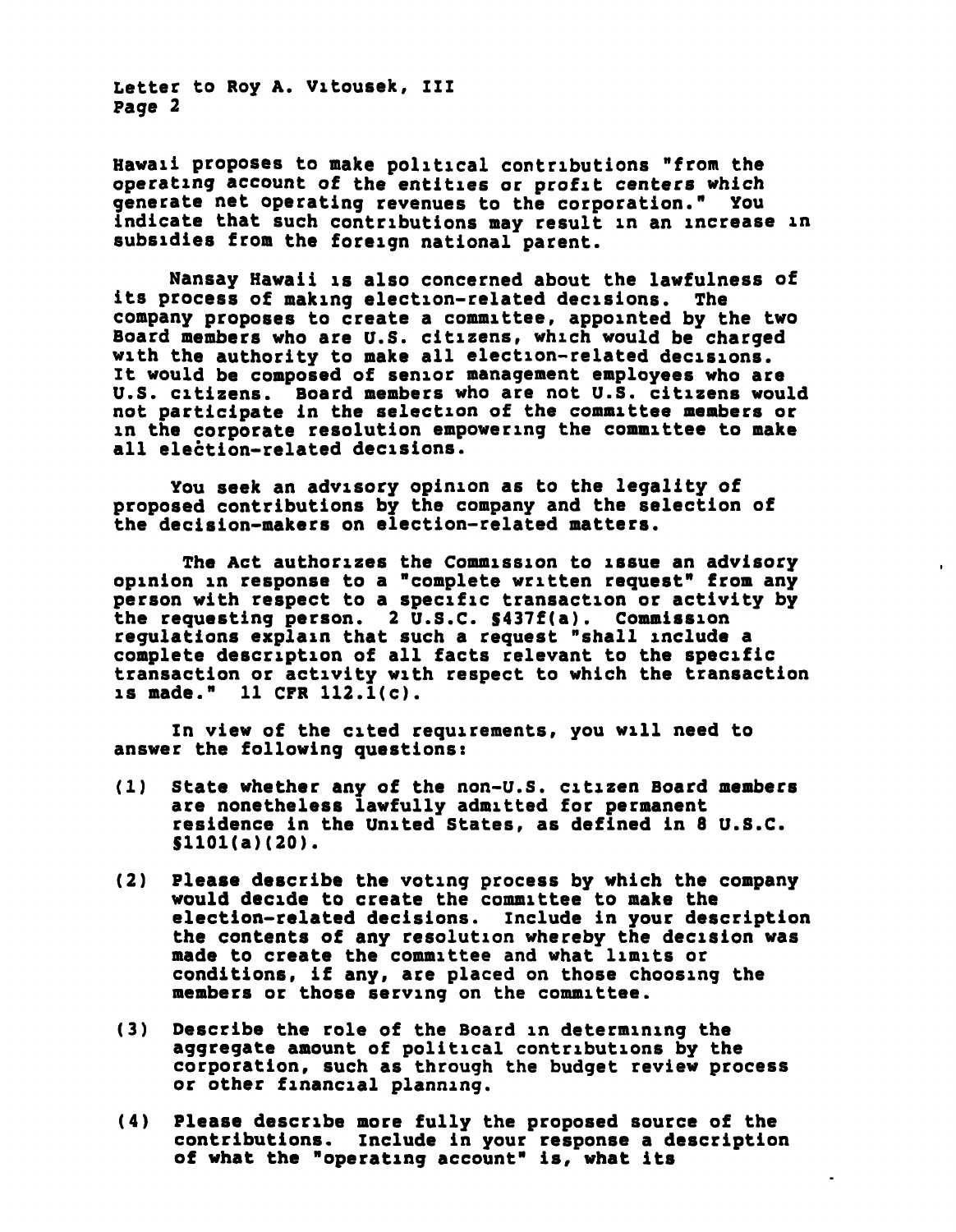Hawaii proposes to make political contributions "from the operating account of the entities or profit centers which generate net operating revenues to the corporation." You indicate that such contributions may result in an increase in subsidies from the foreign national parent.

Nansay Hawaii is also concerned about the lawfulness of its process of making election-related decisions. The company proposes to create a committee, appointed by the two Board members who are U.S. citizens, which would be charged with the authority to make all election-related decisions. It would be composed of senior management employees who are U.S. citizens. Board members who are not U.S. citizens would not participate in the selection of the committee members or in the corporate resolution empowering the committee to make all election-related decisions.

You seek an advisory opinion as to the legality of proposed contributions by the company and the selection of the decision-makers on election-related matters.

The Act authorizes the Commission to issue an advisory opinion in response to a "complete written request" from any person with respect to a specific transaction or activity by the requesting person. 2 U.S.C. §437f(a). Commission regulations explain that such a request "shall include a complete description of all facts relevant to the specific transaction or activity with respect to which the transaction is made." 11 CFR 112.1(c).

In view of the cited requirements, you will need to answer the following questions:

(1) State whether any of the non-U.S. citizen Board members are nonetheless lawfully admitted for permanent residence in the United States, as defined in 8 U.S.C. §1101(a)(20).

(2) Please describe the voting process by which the company would decide to create the committee to make the election-related decisions. Include in your description the contents of any resolution whereby the decision was made to create the committee and what limits or conditions, if any, are placed on those choosing the members or those serving on the committee.

(3) Describe the role of the Board in determining the aggregate amount of political contributions by the corporation, such as through the budget review process or other financial planning.

(4) Please describe more fully the proposed source of the contributions. Include in your response a description of what the "operating account" is, what its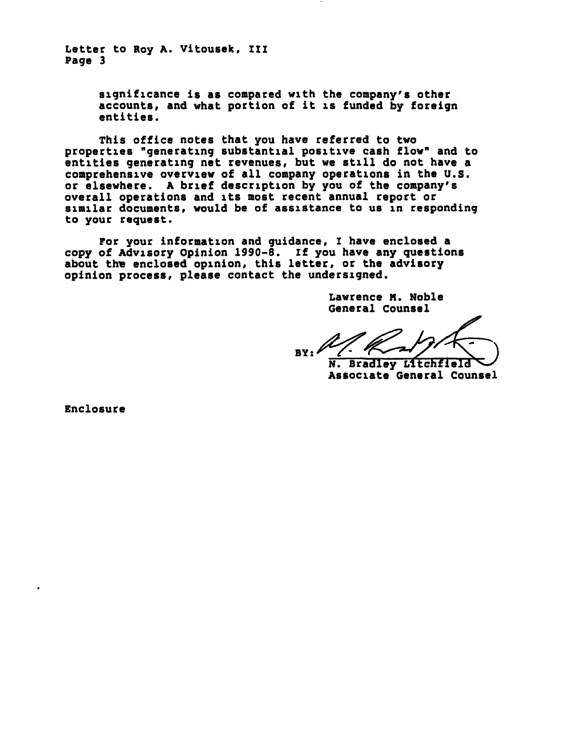Letter to Roy A. Vitousek, III
Page 3

significance is as compared with the company's other accounts, and what portion of it is funded by foreign entities.

This office notes that you have referred to two properties "generating substantial positive cash flow" and to entities generating net revenues, but we still do not have a comprehensive overview of all company operations in the U.S. or elsewhere. A brief description by you of the company's overall operations and its most recent annual report or similar documents, would be of assistance to us in responding to your request.

For your information and guidance, I have enclosed a copy of Advisory Opinion 1990-8. If you have any questions about the enclosed opinion, this letter, or the advisory opinion process, please contact the undersigned.

Lawrence M. Noble
General Counsel

BY: N. Bradley Litchfield
Associate General Counsel

Enclosure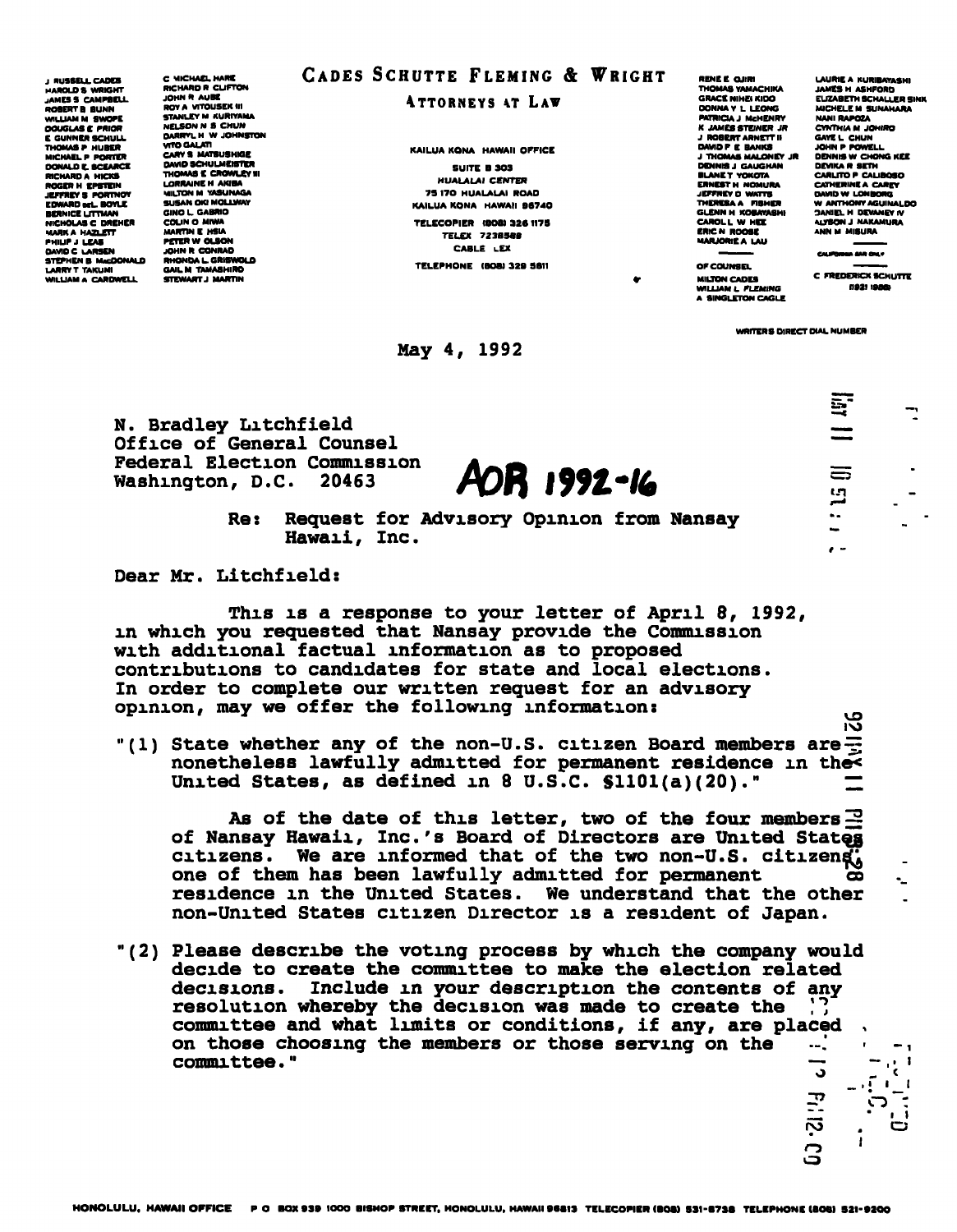CADES SCHUTTE FLEMING & WRIGHT

ATTORNEYS AT LAW

J RUSSELL CADES
HAROLD S WRIGHT
JAMES S CAMPBELL
ROBERT B BUNN
WILLIAM M SWOPE
DOUGLAS E PRIOR
E GUNNER SCHULL
THOMAS P HUBER
MICHAEL P PORTER
DONALD E SCEARCE
RICHARD A HICKS
ROGER H EPSTEIN
JEFFREY S PORTNOY
EDWARD deL BOYLE
BERNICE LITTMAN
NICHOLAS C DREHER
MARK A HAZLETT
PHILIP J LEAS
DAVID C LARSEN
STEPHEN B MacDONALD
LARRY T TAKUMI
WILLIAM A CARDWELL

C MICHAEL HARE
RICHARD R CLIFTON
JOHN R AUBE
ROY A VITOUSEK III
STANLEY M KURIYAMA
NELSON N S CHUN
DARRYL H W JOHNSTON
VITO GALATI
CARY S MATSUSHIGE
DAVID SCHULMEISTER
THOMAS E CROWLEY III
LORRAINE H AKIBA
MILTON M YASUNAGA
SUSAN OKI MOLLWAY
GINO L GABRIO
COLIN O MIWA
MARTIN E HSIA
PETER W OLSON
JOHN R CONRAD
RHONDA L GRISWOLD
GAIL M TAMASHIRO
STEWART J MARTIN

KAILUA KONA HAWAII OFFICE
SUITE B 303
HUALALAI CENTER
75 170 HUALALAI ROAD
KAILUA KONA HAWAII 96740
TELECOPIER (808) 326 1175
TELEX 7238589
CABLE LEX
TELEPHONE (808) 329 5811

RENE E OJIRI
THOMAS YAMACHIKA
GRACE NIHEI KIDO
DONNA Y L LEONG
PATRICIA J McHENRY
K JAMES STEINER JR
J ROBERT ARNETT II
DAVID P E BANKS
J THOMAS MALONEY JR
DENNIS J GAUGHAN
BLANE T YOKOTA
ERNEST H NOMURA
JEFFREY D WATTS
THERESA A FISHER
GLENN H KOBAYASHI
CAROL L W HEE
ERIC N ROOSE
MARJORIE A LAU

OF COUNSEL
MILTON CADES
WILLIAM L FLEMING
A SINGLETON CAGLE

LAURIE A KURIBAYASHI
JAMES H ASHFORD
ELIZABETH SCHALLER SINK
MICHELE M SUNAHARA
NANI RAPOZA
CYNTHIA M JOHIRO
GAYE L CHUN
JOHN P POWELL
DENNIS W CHONG KEE
DEVIKA R SETH
CARLITO P CALIBOSO
CATHERINE A CAREY
DAVID W LONBORG
W ANTHONY AGUINALDO
DANIEL H DEVANEY IV
ALYSON J NAKAMURA
ANN M MISURA

CALIFORNIA BAR ONLY

C FREDERICK SCHUTTE
1921 1986

WRITERS DIRECT DIAL NUMBER

May 4, 1992

N. Bradley Litchfield
Office of General Counsel
Federal Election Commission
Washington, D.C. 20463

AOR 1992-16

Re: Request for Advisory Opinion from Nansay Hawaii, Inc.

Dear Mr. Litchfield:

This is a response to your letter of April 8, 1992, in which you requested that Nansay provide the Commission with additional factual information as to proposed contributions to candidates for state and local elections. In order to complete our written request for an advisory opinion, may we offer the following information:

"(1) State whether any of the non-U.S. citizen Board members are nonetheless lawfully admitted for permanent residence in the United States, as defined in 8 U.S.C. §1101(a)(20)."

As of the date of this letter, two of the four members of Nansay Hawaii, Inc.'s Board of Directors are United States citizens. We are informed that of the two non-U.S. citizens, one of them has been lawfully admitted for permanent residence in the United States. We understand that the other non-United States citizen Director is a resident of Japan.

"(2) Please describe the voting process by which the company would decide to create the committee to make the election related decisions. Include in your description the contents of any resolution whereby the decision was made to create the committee and what limits or conditions, if any, are placed on those choosing the members or those serving on the committee."

HONOLULU, HAWAII OFFICE P O BOX 939 1000 BISHOP STREET, HONOLULU, HAWAII 96813 TELECOPIER (808) 531-8738 TELEPHONE (808) 521-9200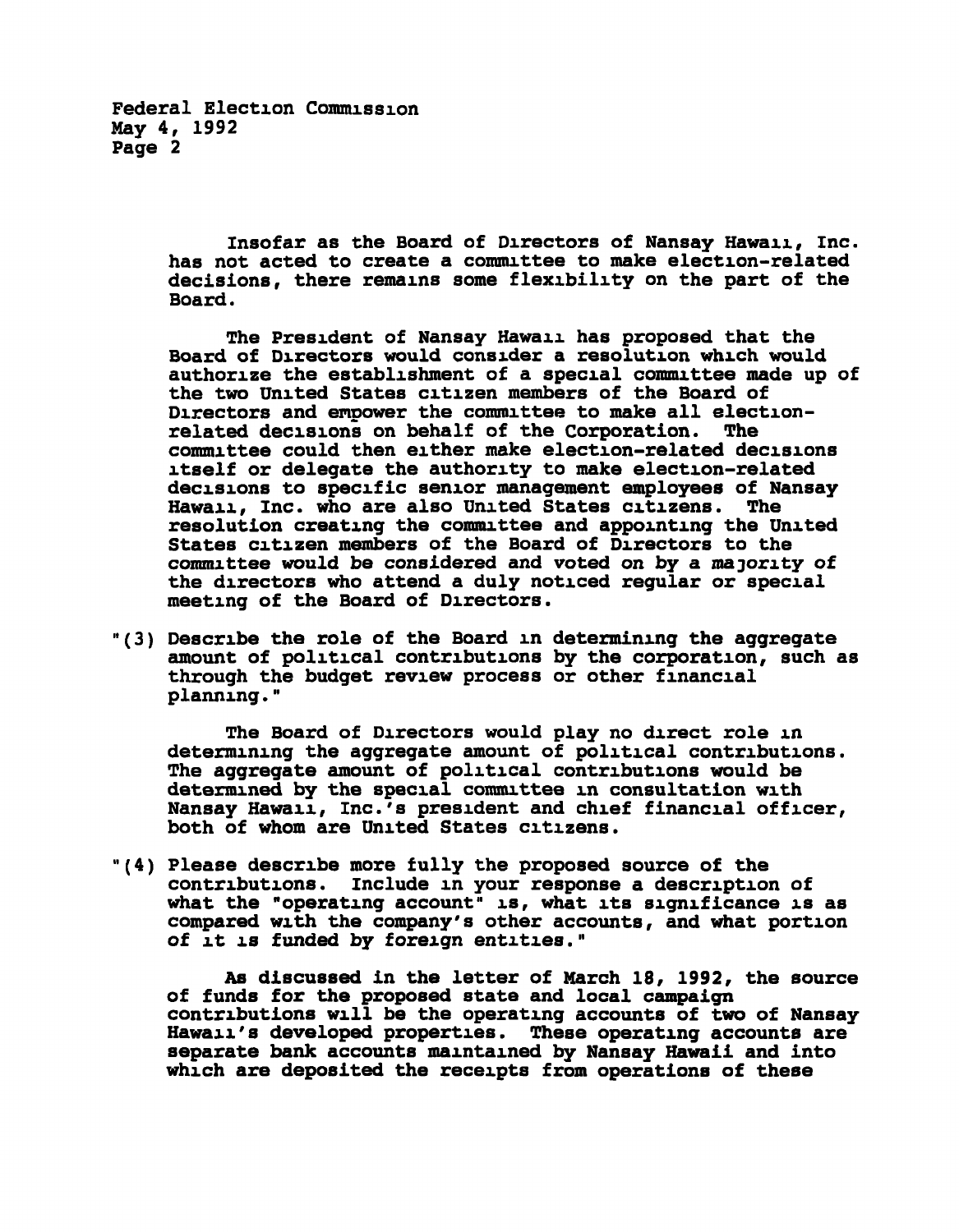Insofar as the Board of Directors of Nansay Hawaii, Inc. has not acted to create a committee to make election-related decisions, there remains some flexibility on the part of the Board.

The President of Nansay Hawaii has proposed that the Board of Directors would consider a resolution which would authorize the establishment of a special committee made up of the two United States citizen members of the Board of Directors and empower the committee to make all election-related decisions on behalf of the Corporation. The committee could then either make election-related decisions itself or delegate the authority to make election-related decisions to specific senior management employees of Nansay Hawaii, Inc. who are also United States citizens. The resolution creating the committee and appointing the United States citizen members of the Board of Directors to the committee would be considered and voted on by a majority of the directors who attend a duly noticed regular or special meeting of the Board of Directors.

"(3) Describe the role of the Board in determining the aggregate amount of political contributions by the corporation, such as through the budget review process or other financial planning."

The Board of Directors would play no direct role in determining the aggregate amount of political contributions. The aggregate amount of political contributions would be determined by the special committee in consultation with Nansay Hawaii, Inc.'s president and chief financial officer, both of whom are United States citizens.

"(4) Please describe more fully the proposed source of the contributions. Include in your response a description of what the "operating account" is, what its significance is as compared with the company's other accounts, and what portion of it is funded by foreign entities."

As discussed in the letter of March 18, 1992, the source of funds for the proposed state and local campaign contributions will be the operating accounts of two of Nansay Hawaii's developed properties. These operating accounts are separate bank accounts maintained by Nansay Hawaii and into which are deposited the receipts from operations of these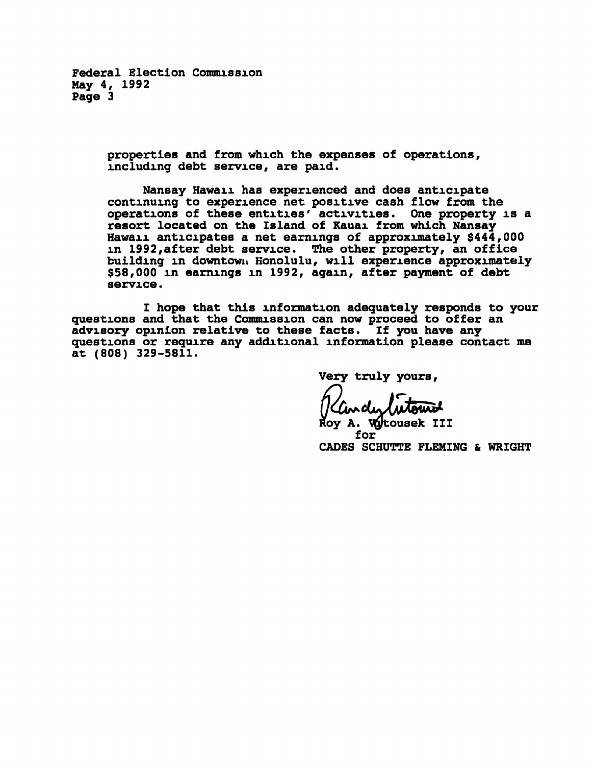Federal Election Commission
May 4, 1992
Page 3

properties and from which the expenses of operations, including debt service, are paid.

Nansay Hawaii has experienced and does anticipate continuing to experience net positive cash flow from the operations of these entities' activities. One property is a resort located on the Island of Kauai from which Nansay Hawaii anticipates a net earnings of approximately $444,000 in 1992,after debt service. The other property, an office building in downtown Honolulu, will experience approximately $58,000 in earnings in 1992, again, after payment of debt service.

I hope that this information adequately responds to your questions and that the Commission can now proceed to offer an advisory opinion relative to these facts. If you have any questions or require any additional information please contact me at (808) 329-5811.

Very truly yours,

Roy A. Vitousek III
for
CADES SCHUTTE FLEMING & WRIGHT